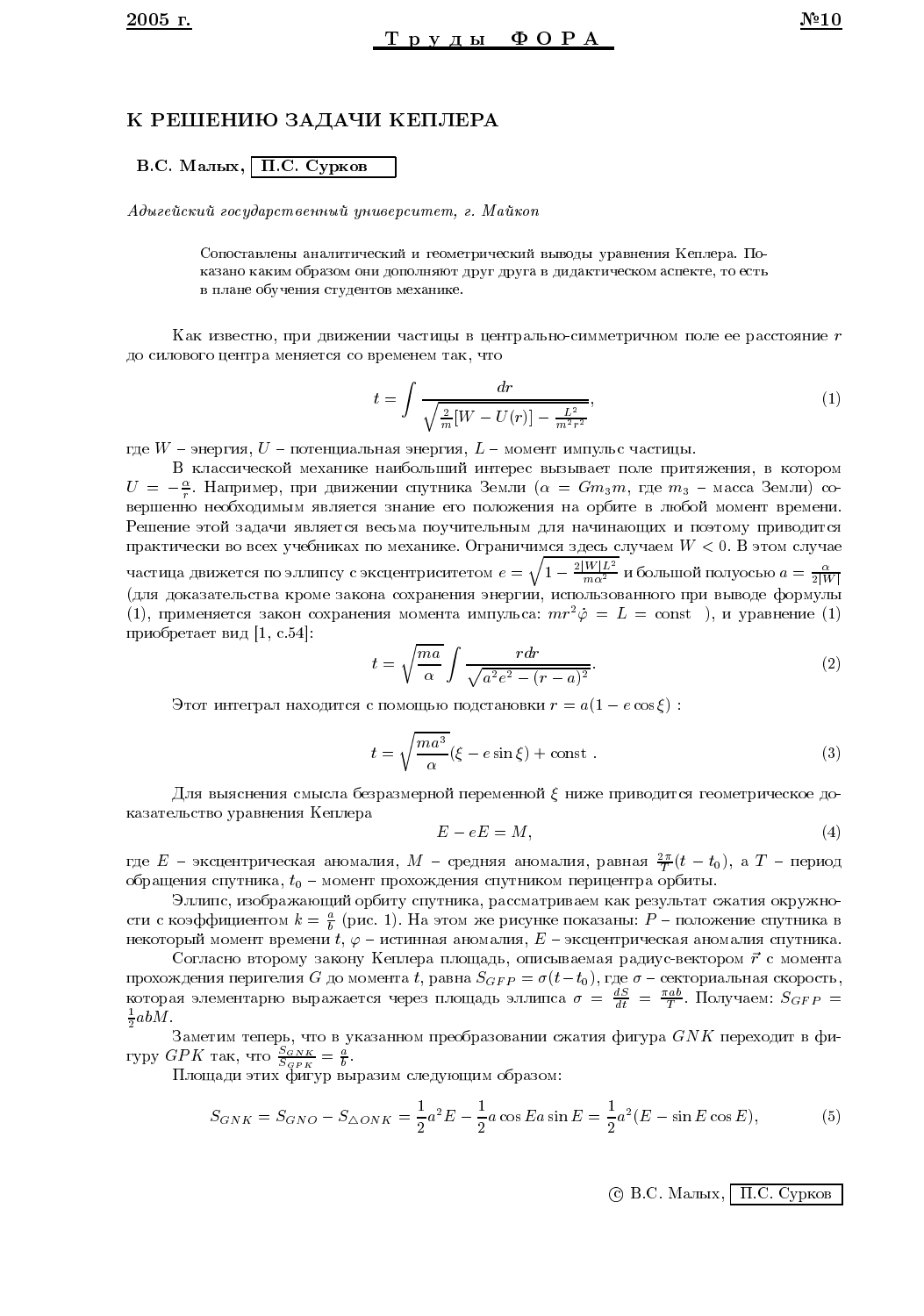# К РЕШЕНИЮ ЗАДАЧИ КЕПЛЕРА

**В.С. Малых, П.С. Сурков**

*Адыгейский государственный университет, г. Майкоп*

Сопоставлены аналитический и геометрический выводы уравнения Кеплера. Показано каким образом они дополняют друг друга в дидактическом аспекте, то есть в плане обучения студентов механике.

Как известно, при движении частицы в центрально-симметричном поле ее расстояние $r$ до силового центра меняется со временем так, что

$$t = \int \frac{dr}{\sqrt{\frac{2}{m}[W - U(r)] - \frac{L^2}{m^2 r^2}}}, \tag{1}$$

где $W$ – энергия, $U$ – потенциальная энергия, $L$ – момент импульс частицы.

В классической механике наибольший интерес вызывает поле притяжения, в котором $U = -\frac{\alpha}{r}$. Например, при движении спутника Земли ($\alpha = Gm_3 m$, где $m_3$ – масса Земли) совершенно необходимым является знание его положения на орбите в любой момент времени. Решение этой задачи является весьма поучительным для начинающих и поэтому приводится практически во всех учебниках по механике. Ограничимся здесь случаем $W < 0$. В этом случае частица движется по эллипсу с эксцентриситетом $e = \sqrt{1 - \frac{2|W|L^2}{m\alpha^2}}$ и большой полуосью $a = \frac{\alpha}{2|W|}$ (для доказательства кроме закона сохранения энергии, использованного при выводе формулы (1), применяется закон сохранения момента импульса: $mr^2\dot{\varphi} = L = \text{const}$ ), и уравнение (1) приобретает вид [1, с.54]:

$$t = \sqrt{\frac{ma}{\alpha}} \int \frac{r\,dr}{\sqrt{a^2e^2 - (r-a)^2}}. \tag{2}$$

Этот интеграл находится с помощью подстановки $r = a(1 - e\cos\xi)$ :

$$t = \sqrt{\frac{ma^3}{\alpha}}(\xi - e\sin\xi) + \text{const} . \tag{3}$$

Для выяснения смысла безразмерной переменной $\xi$ ниже приводится геометрическое доказательство уравнения Кеплера

$$E - eE = M, \tag{4}$$

где $E$ – эксцентрическая аномалия, $M$ – средняя аномалия, равная $\frac{2\pi}{T}(t - t_0)$, а $T$ – период обращения спутника, $t_0$ – момент прохождения спутником перицентра орбиты.

Эллипс, изображающий орбиту спутника, рассматриваем как результат сжатия окружности с коэффициентом $k = \frac{a}{b}$ (рис. 1). На этом же рисунке показаны: $P$ – положение спутника в некоторый момент времени $t$, $\varphi$ – истинная аномалия, $E$ – эксцентрическая аномалия спутника.

Согласно второму закону Кеплера площадь, описываемая радиус-вектором $\vec{r}$ с момента прохождения перигелия $G$ до момента $t$, равна $S_{GFP} = \sigma(t - t_0)$, где $\sigma$ – секториальная скорость, которая элементарно выражается через площадь эллипса $\sigma = \frac{dS}{dt} = \frac{\pi ab}{T}$. Получаем: $S_{GFP} = \frac{1}{2}abM$.

Заметим теперь, что в указанном преобразовании сжатия фигура $GNK$ переходит в фигуру $GPK$ так, что $\frac{S_{GNK}}{S_{GPK}} = \frac{a}{b}$.

Площади этих фигур выразим следующим образом:

$$S_{GNK} = S_{GNO} - S_{\triangle ONK} = \frac{1}{2}a^2E - \frac{1}{2}a\cos Ea\sin E = \frac{1}{2}a^2(E - \sin E\cos E), \tag{5}$$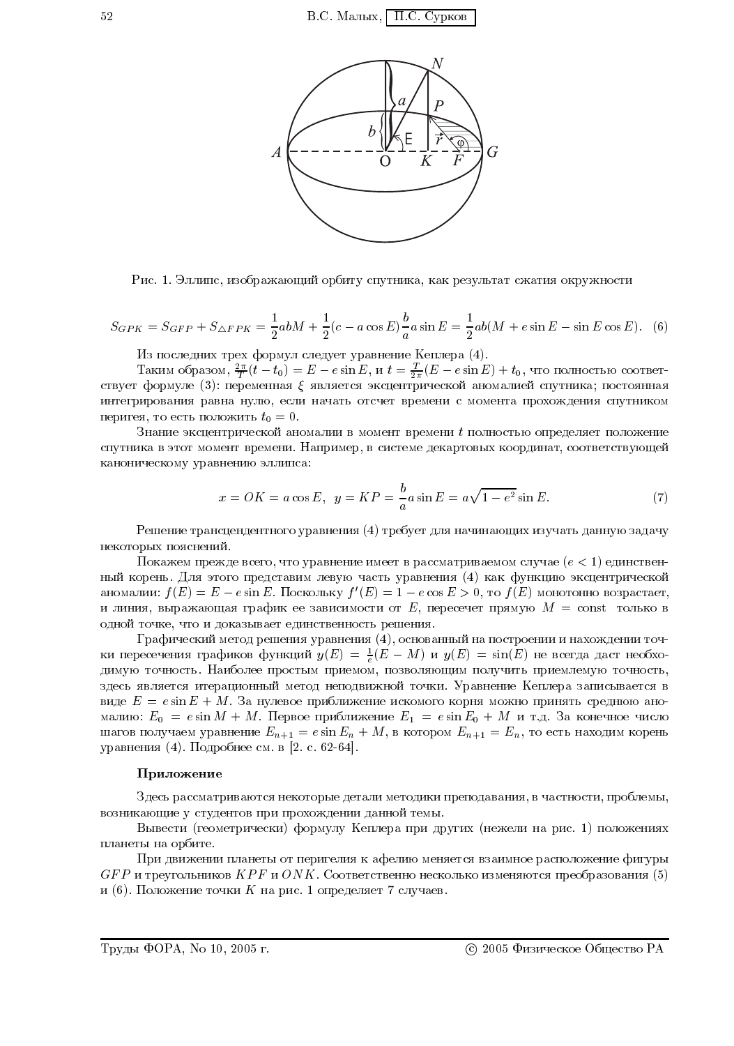Рис. 1. Эллипс, изображающий орбиту спутника, как результат сжатия окружности

$$S_{GPK} = S_{GFP} + S_{\triangle FPK} = \frac{1}{2}abM + \frac{1}{2}(c - a\cos E)\frac{b}{a}a\sin E = \frac{1}{2}ab(M + e\sin E - \sin E\cos E). \quad (6)$$

Из последних трех формул следует уравнение Кеплера (4).

Таким образом, $\frac{2\pi}{T}(t - t_0) = E - e\sin E$, и $t = \frac{T}{2\pi}(E - e\sin E) + t_0$, что полностью соответствует формуле (3): переменная $\xi$ является эксцентрической аномалией спутника; постоянная интегрирования равна нулю, если начать отсчет времени с момента прохождения спутником перигея, то есть положить $t_0 = 0$.

Знание эксцентрической аномалии в момент времени $t$ полностью определяет положение спутника в этот момент времени. Например, в системе декартовых координат, соответствующей каноническому уравнению эллипса:

$$x = OK = a\cos E, \;\; y = KP = \frac{b}{a}a\sin E = a\sqrt{1 - e^2}\sin E. \quad (7)$$

Решение трансцендентного уравнения (4) требует для начинающих изучать данную задачу некоторых пояснений.

Покажем прежде всего, что уравнение имеет в рассматриваемом случае ($e < 1$) единственный корень. Для этого представим левую часть уравнения (4) как функцию эксцентрической аномалии: $f(E) = E - e\sin E$. Поскольку $f'(E) = 1 - e\cos E > 0$, то $f(E)$ монотонно возрастает, и линия, выражающая график ее зависимости от $E$, пересечет прямую $M = \text{const}$ только в одной точке, что и доказывает единственность решения.

Графический метод решения уравнения (4), основанный на построении и нахождении точки пересечения графиков функций $y(E) = \frac{1}{e}(E - M)$ и $y(E) = \sin(E)$ не всегда даст необходимую точность. Наиболее простым приемом, позволяющим получить приемлемую точность, здесь является итерационный метод неподвижной точки. Уравнение Кеплера записывается в виде $E = e\sin E + M$. За нулевое приближение искомого корня можно принять среднюю аномалию: $E_0 = e\sin M + M$. Первое приближение $E_1 = e\sin E_0 + M$ и т.д. За конечное число шагов получаем уравнение $E_{n+1} = e\sin E_n + M$, в котором $E_{n+1} = E_n$, то есть находим корень уравнения (4). Подробнее см. в [2. с. 62-64].

### Приложение

Здесь рассматриваются некоторые детали методики преподавания, в частности, проблемы, возникающие у студентов при прохождении данной темы.

Вывести (геометрически) формулу Кеплера при других (нежели на рис. 1) положениях планеты на орбите.

При движении планеты от перигелия к афелию меняется взаимное расположение фигуры $GFP$ и треугольников $KPF$ и $ONK$. Соответственно несколько изменяются преобразования (5) и (6). Положение точки $K$ на рис. 1 определяет 7 случаев.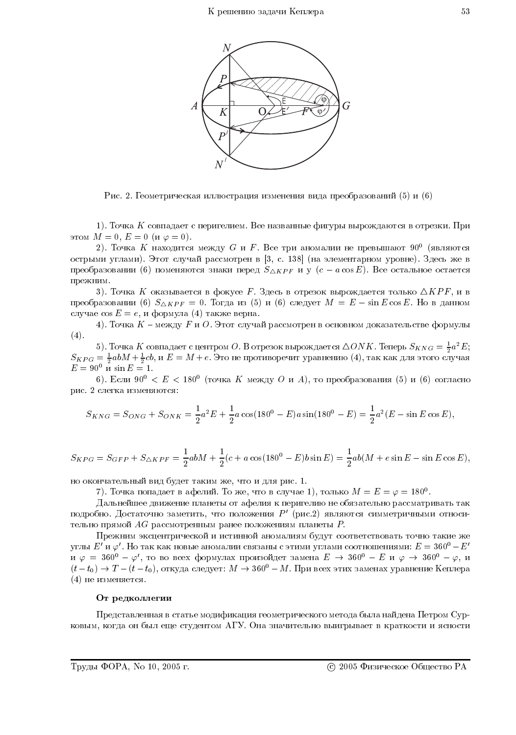Рис. 2. Геометрическая иллюстрация изменения вида преобразований (5) и (6)

1). Точка $K$ совпадает с перигелием. Все названные фигуры вырождаются в отрезки. При этом $M = 0$, $E = 0$ (и $\varphi = 0$).

2). Точка $K$ находится между $G$ и $F$. Все три аномалии не превышают $90^0$ (являются острыми углами). Этот случай рассмотрен в [3, с. 138] (на элементарном уровне). Здесь же в преобразовании (6) поменяются знаки перед $S_{\triangle KPF}$ и у $(c - a\cos E)$. Все остальное остается прежним.

3). Точка $K$ оказывается в фокусе $F$. Здесь в отрезок вырождается только $\triangle KPF$, и в преобразовании (6) $S_{\triangle KPF} = 0$. Тогда из (5) и (6) следует $M = E - \sin E \cos E$. Но в данном случае $\cos E = e$, и формула (4) также верна.

4). Точка $K$ – между $F$ и $O$. Этот случай рассмотрен в основном доказательстве формулы (4).

5). Точка $K$ совпадает с центром $O$. В отрезок вырождается $\triangle ONK$. Теперь $S_{KNG} = \frac{1}{2}a^2 E$; $S_{KPG} = \frac{1}{2}abM + \frac{1}{2}cb$, и $E = M + e$. Это не противоречит уравнению (4), так как для этого случая $E = 90^0$ и $\sin E = 1$.

6). Если $90^0 < E < 180^0$ (точка $K$ между $O$ и $A$), то преобразования (5) и (6) согласно рис. 2 слегка изменяются:

$$S_{KNG} = S_{ONG} + S_{ONK} = \frac{1}{2}a^2 E + \frac{1}{2}a\cos(180^0 - E)a\sin(180^0 - E) = \frac{1}{2}a^2(E - \sin E \cos E),$$

$$S_{KPG} = S_{GFP} + S_{\triangle KPF} = \frac{1}{2}abM + \frac{1}{2}(c + a\cos(180^0 - E)b\sin E) = \frac{1}{2}ab(M + e\sin E - \sin E \cos E),$$

но окончательный вид будет таким же, что и для рис. 1.

7). Точка попадает в афелий. То же, что в случае 1), только $M = E = \varphi = 180^0$.

Дальнейшее движение планеты от афелия к перигелию не обязательно рассматривать так подробно. Достаточно заметить, что положения $P'$ (рис.2) являются симметричными относительно прямой $AG$ рассмотренным ранее положениям планеты $P$.

Прежним эксцентрической и истинной аномалиям будут соответствовать точно такие же углы $E'$ и $\varphi'$. Но так как новые аномалии связаны с этими углами соотношениями: $E = 360^0 - E'$ и $\varphi = 360^0 - \varphi'$, то во всех формулах произойдет замена $E \to 360^0 - E$ и $\varphi \to 360^0 - \varphi$, и $(t - t_0) \to T - (t - t_0)$, откуда следует: $M \to 360^0 - M$. При всех этих заменах уравнение Кеплера (4) не изменяется.

**От редколлегии**

Представленная в статье модификация геометрического метода была найдена Петром Сурковым, когда он был еще студентом АГУ. Она значительно выигрывает в краткости и ясности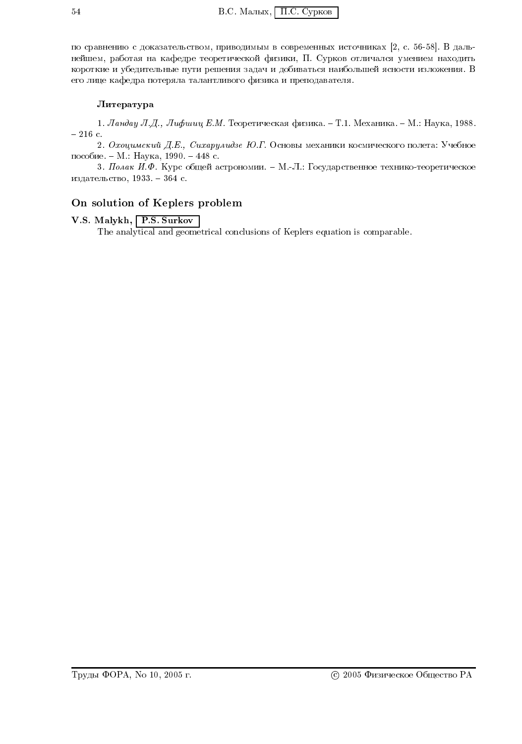по сравнению с доказательством, приводимым в современных источниках [2, с. 56-58]. В дальнейшем, работая на кафедре теоретической физики, П. Сурков отличался умением находить короткие и убедительные пути решения задач и добиваться наибольшей ясности изложения. В его лице кафедра потеряла талантливого физика и преподавателя.

### Литература

1. *Ландау Л.Д., Лифшиц Е.М.* Теоретическая физика. – Т.1. Механика. – М.: Наука, 1988. – 216 с.

2. *Охоцимский Д.Е., Сихарулидзе Ю.Г.* Основы механики космического полета: Учебное пособие. – М.: Наука, 1990. – 448 с.

3. *Полак И.Ф.* Курс общей астрономии. – М.-Л.: Государственное технико-теоретическое издательство, 1933. – 364 с.

## On solution of Keplers problem

**V.S. Malykh, P.S. Surkov**

The analytical and geometrical conclusions of Keplers equation is comparable.